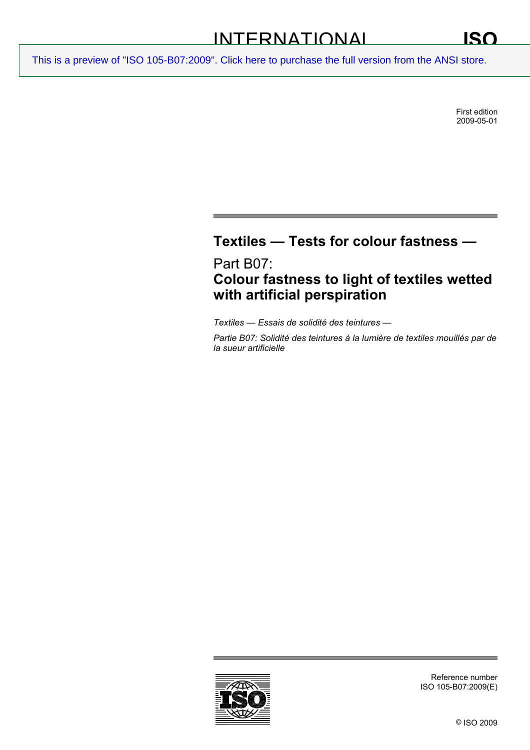INTERNATIONAL STANDARD

**ISO 105-B07**

This is a preview of "ISO 105-B07:2009". Click here to purchase the full version from the ANSI store.

First edition
2009-05-01

# Textiles — Tests for colour fastness —

## Part B07: **Colour fastness to light of textiles wetted with artificial perspiration**

*Textiles — Essais de solidité des teintures —*

*Partie B07: Solidité des teintures à la lumière de textiles mouillés par de la sueur artificielle*

Reference number
ISO 105-B07:2009(E)

© ISO 2009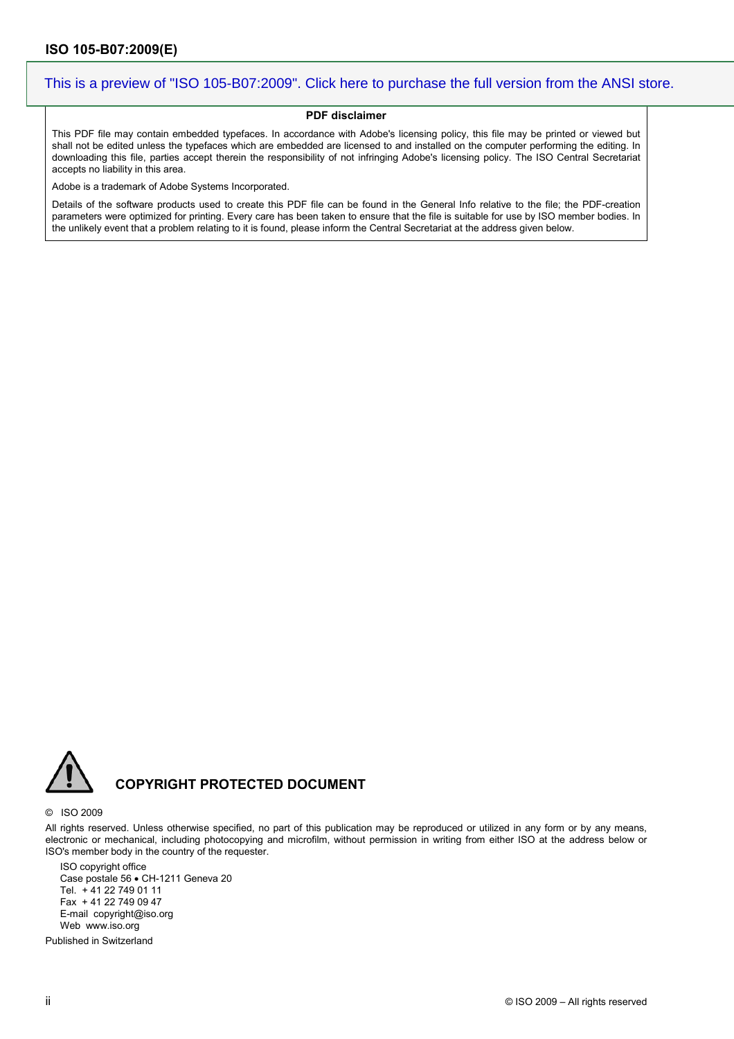This is a preview of "ISO 105-B07:2009". Click here to purchase the full version from the ANSI store.

**PDF disclaimer**

This PDF file may contain embedded typefaces. In accordance with Adobe's licensing policy, this file may be printed or viewed but shall not be edited unless the typefaces which are embedded are licensed to and installed on the computer performing the editing. In downloading this file, parties accept therein the responsibility of not infringing Adobe's licensing policy. The ISO Central Secretariat accepts no liability in this area.

Adobe is a trademark of Adobe Systems Incorporated.

Details of the software products used to create this PDF file can be found in the General Info relative to the file; the PDF-creation parameters were optimized for printing. Every care has been taken to ensure that the file is suitable for use by ISO member bodies. In the unlikely event that a problem relating to it is found, please inform the Central Secretariat at the address given below.

**COPYRIGHT PROTECTED DOCUMENT**

© ISO 2009

All rights reserved. Unless otherwise specified, no part of this publication may be reproduced or utilized in any form or by any means, electronic or mechanical, including photocopying and microfilm, without permission in writing from either ISO at the address below or ISO's member body in the country of the requester.

ISO copyright office
Case postale 56 • CH-1211 Geneva 20
Tel. + 41 22 749 01 11
Fax + 41 22 749 09 47
E-mail copyright@iso.org
Web www.iso.org

Published in Switzerland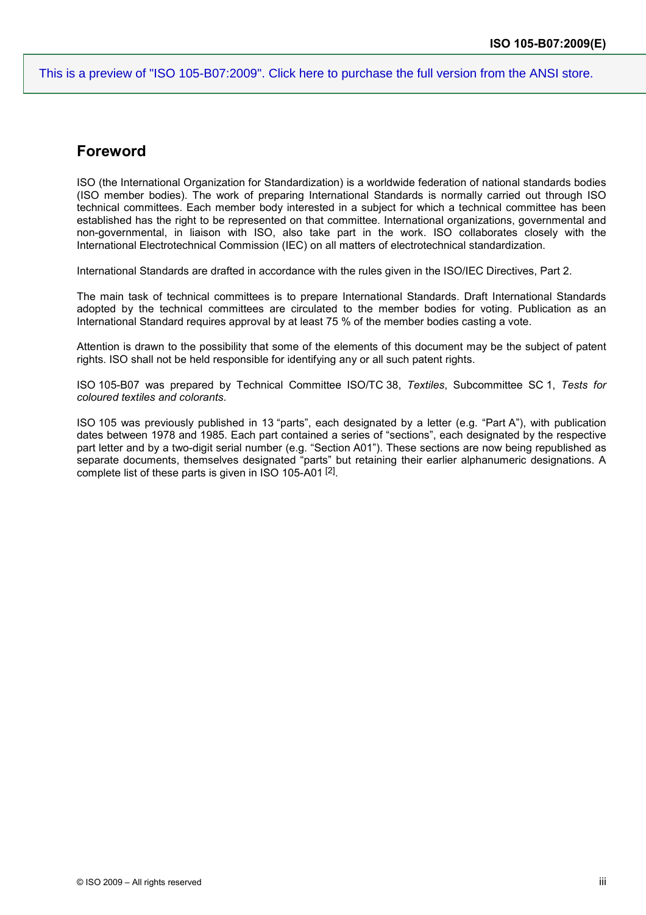## Foreword

ISO (the International Organization for Standardization) is a worldwide federation of national standards bodies (ISO member bodies). The work of preparing International Standards is normally carried out through ISO technical committees. Each member body interested in a subject for which a technical committee has been established has the right to be represented on that committee. International organizations, governmental and non-governmental, in liaison with ISO, also take part in the work. ISO collaborates closely with the International Electrotechnical Commission (IEC) on all matters of electrotechnical standardization.

International Standards are drafted in accordance with the rules given in the ISO/IEC Directives, Part 2.

The main task of technical committees is to prepare International Standards. Draft International Standards adopted by the technical committees are circulated to the member bodies for voting. Publication as an International Standard requires approval by at least 75 % of the member bodies casting a vote.

Attention is drawn to the possibility that some of the elements of this document may be the subject of patent rights. ISO shall not be held responsible for identifying any or all such patent rights.

ISO 105-B07 was prepared by Technical Committee ISO/TC 38, *Textiles*, Subcommittee SC 1, *Tests for coloured textiles and colorants*.

ISO 105 was previously published in 13 “parts”, each designated by a letter (e.g. “Part A”), with publication dates between 1978 and 1985. Each part contained a series of “sections”, each designated by the respective part letter and by a two-digit serial number (e.g. “Section A01”). These sections are now being republished as separate documents, themselves designated “parts” but retaining their earlier alphanumeric designations. A complete list of these parts is given in ISO 105-A01 [2].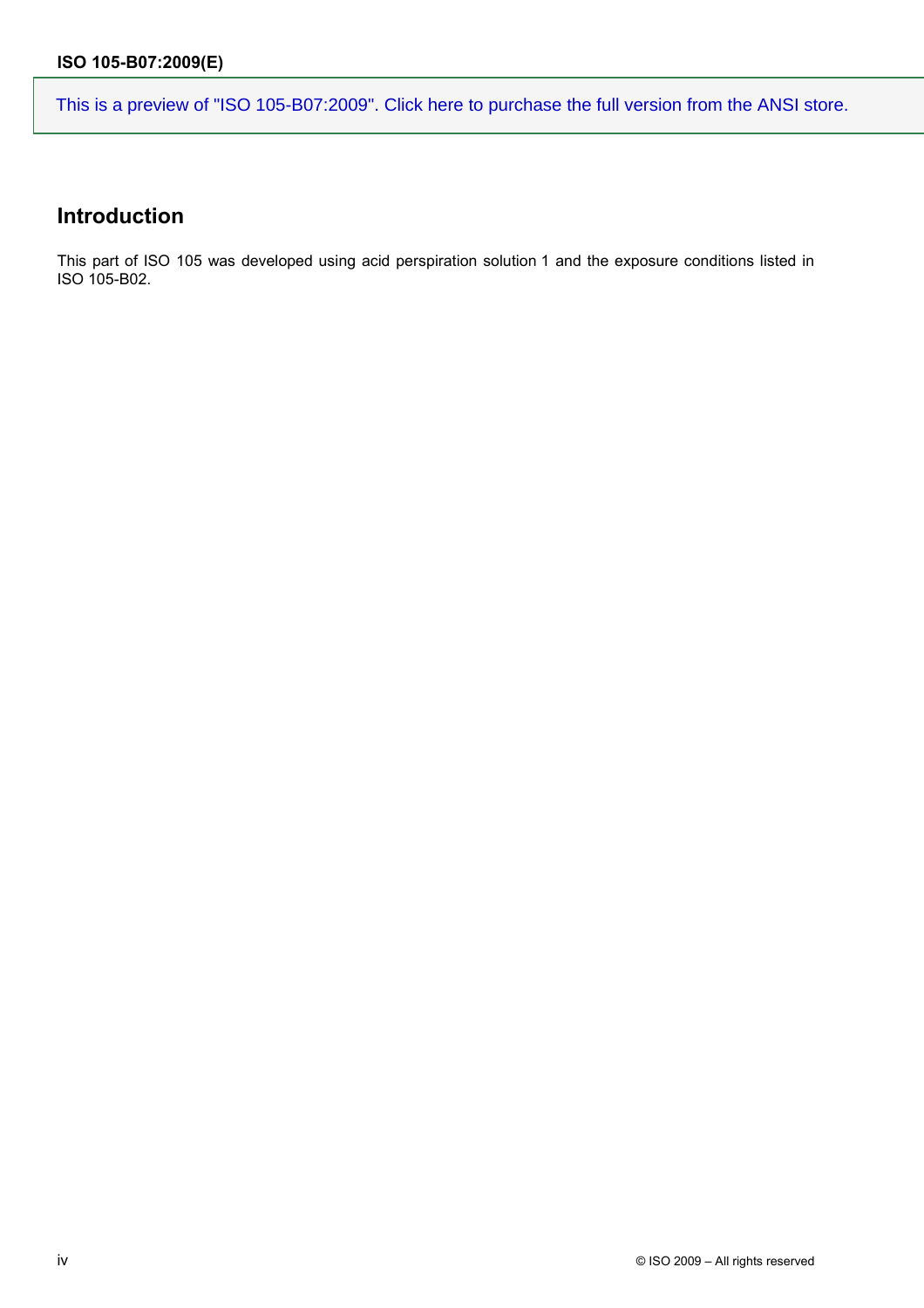This is a preview of "ISO 105-B07:2009". Click here to purchase the full version from the ANSI store.

## Introduction

This part of ISO 105 was developed using acid perspiration solution 1 and the exposure conditions listed in ISO 105-B02.